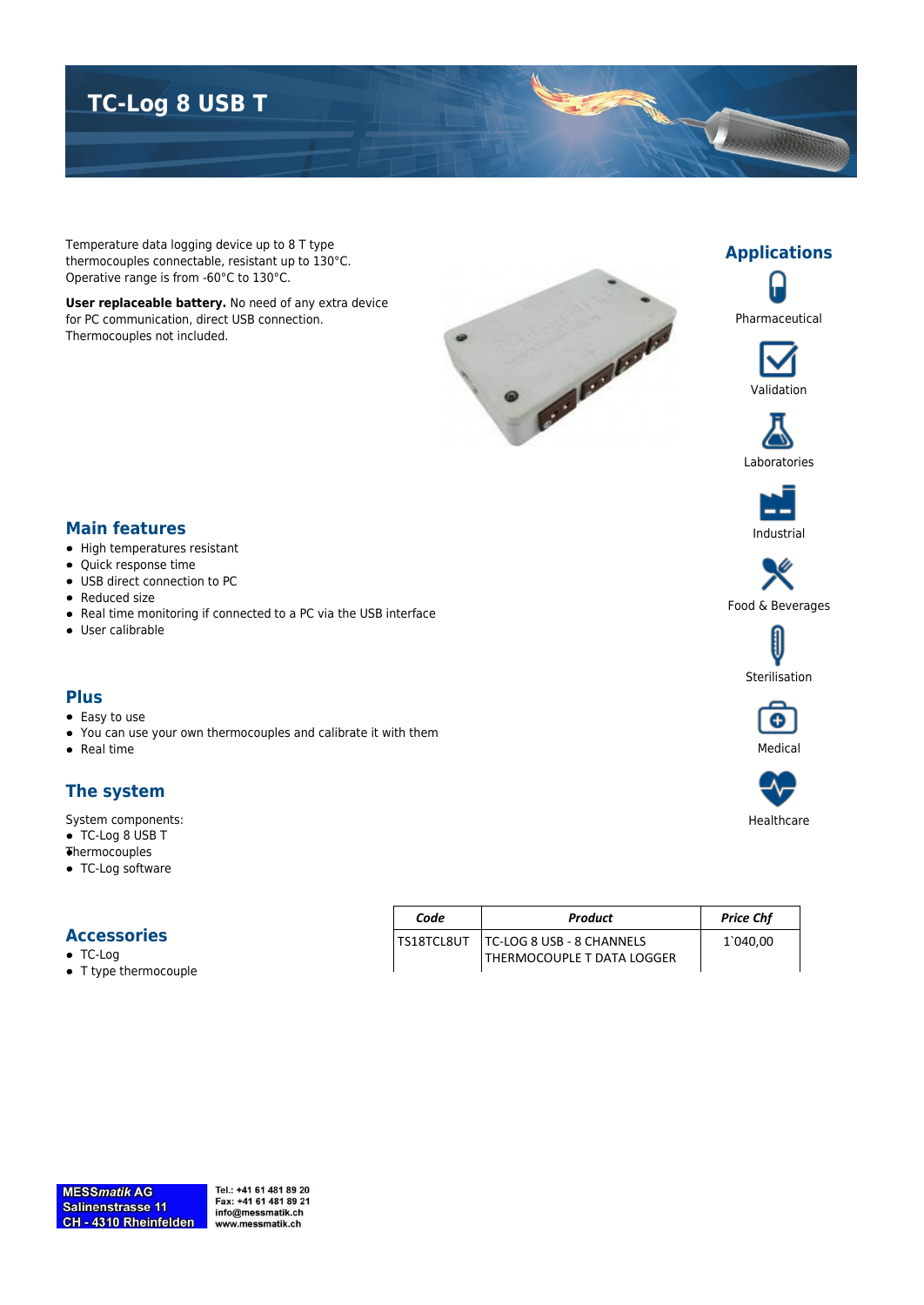# TC-Log 8 USB T

Temperature data logging device up to 8 T type thermocouples connectable, resistant up to 130°C. Operative range is from -60°C to 130°C.

**User replaceable battery.** No need of any extra device for PC communication, direct USB connection. Thermocouples not included.

## Applications

- Pharmaceutical
- Validation
- Laboratories
- Industrial
- Food & Beverages
- Sterilisation
- Medical
- Healthcare

## Main features

- High temperatures resistant
- Quick response time
- USB direct connection to PC
- Reduced size
- Real time monitoring if connected to a PC via the USB interface
- User calibrable

## Plus

- Easy to use
- You can use your own thermocouples and calibrate it with them
- Real time

## The system

System components:

- TC-Log 8 USB T
- Thermocouples
- TC-Log software

## Accessories

- TC-Log
- T type thermocouple

| *Code* | *Product* | *Price Chf* |
|---|---|---|
| TS18TCL8UT | TC-LOG 8 USB - 8 CHANNELS THERMOCOUPLE T DATA LOGGER | 1`040,00 |

**MESS*matik* AG**
**Salinenstrasse 11**
**CH - 4310 Rheinfelden**

**Tel.: +41 61 481 89 20**
**Fax: +41 61 481 89 21**
**info@messmatik.ch**
**www.messmatik.ch**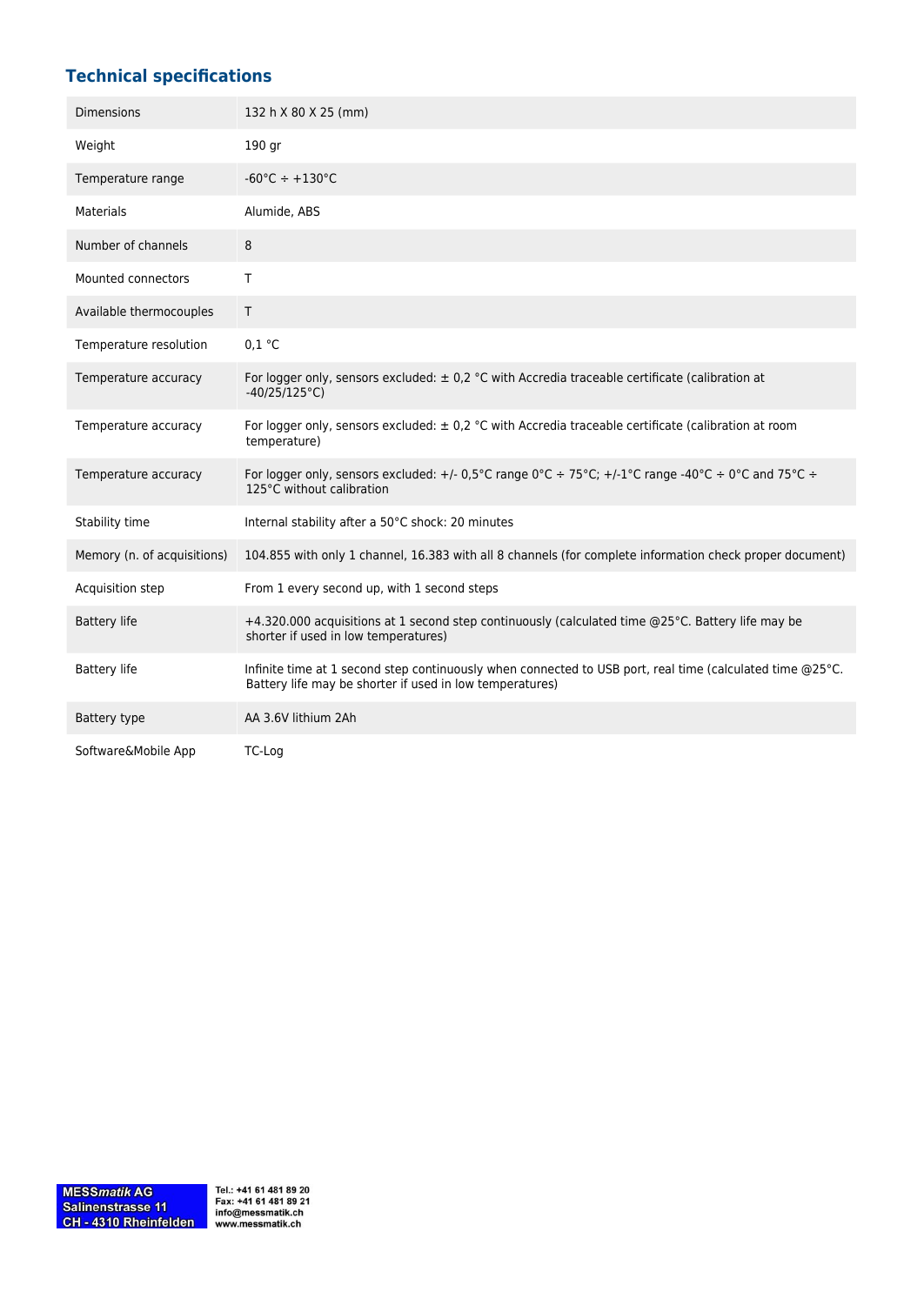## Technical specifications

| | |
|---|---|
| Dimensions | 132 h X 80 X 25 (mm) |
| Weight | 190 gr |
| Temperature range | -60°C ÷ +130°C |
| Materials | Alumide, ABS |
| Number of channels | 8 |
| Mounted connectors | T |
| Available thermocouples | T |
| Temperature resolution | 0,1 °C |
| Temperature accuracy | For logger only, sensors excluded: ± 0,2 °C with Accredia traceable certificate (calibration at -40/25/125°C) |
| Temperature accuracy | For logger only, sensors excluded: ± 0,2 °C with Accredia traceable certificate (calibration at room temperature) |
| Temperature accuracy | For logger only, sensors excluded: +/- 0,5°C range 0°C ÷ 75°C; +/-1°C range -40°C ÷ 0°C and 75°C ÷ 125°C without calibration |
| Stability time | Internal stability after a 50°C shock: 20 minutes |
| Memory (n. of acquisitions) | 104.855 with only 1 channel, 16.383 with all 8 channels (for complete information check proper document) |
| Acquisition step | From 1 every second up, with 1 second steps |
| Battery life | +4.320.000 acquisitions at 1 second step continuously (calculated time @25°C. Battery life may be shorter if used in low temperatures) |
| Battery life | Infinite time at 1 second step continuously when connected to USB port, real time (calculated time @25°C. Battery life may be shorter if used in low temperatures) |
| Battery type | AA 3.6V lithium 2Ah |
| Software&Mobile App | TC-Log |

MESS*matik* AG
Salinenstrasse 11
CH - 4310 Rheinfelden

Tel.: +41 61 481 89 20
Fax: +41 61 481 89 21
info@messmatik.ch
www.messmatik.ch